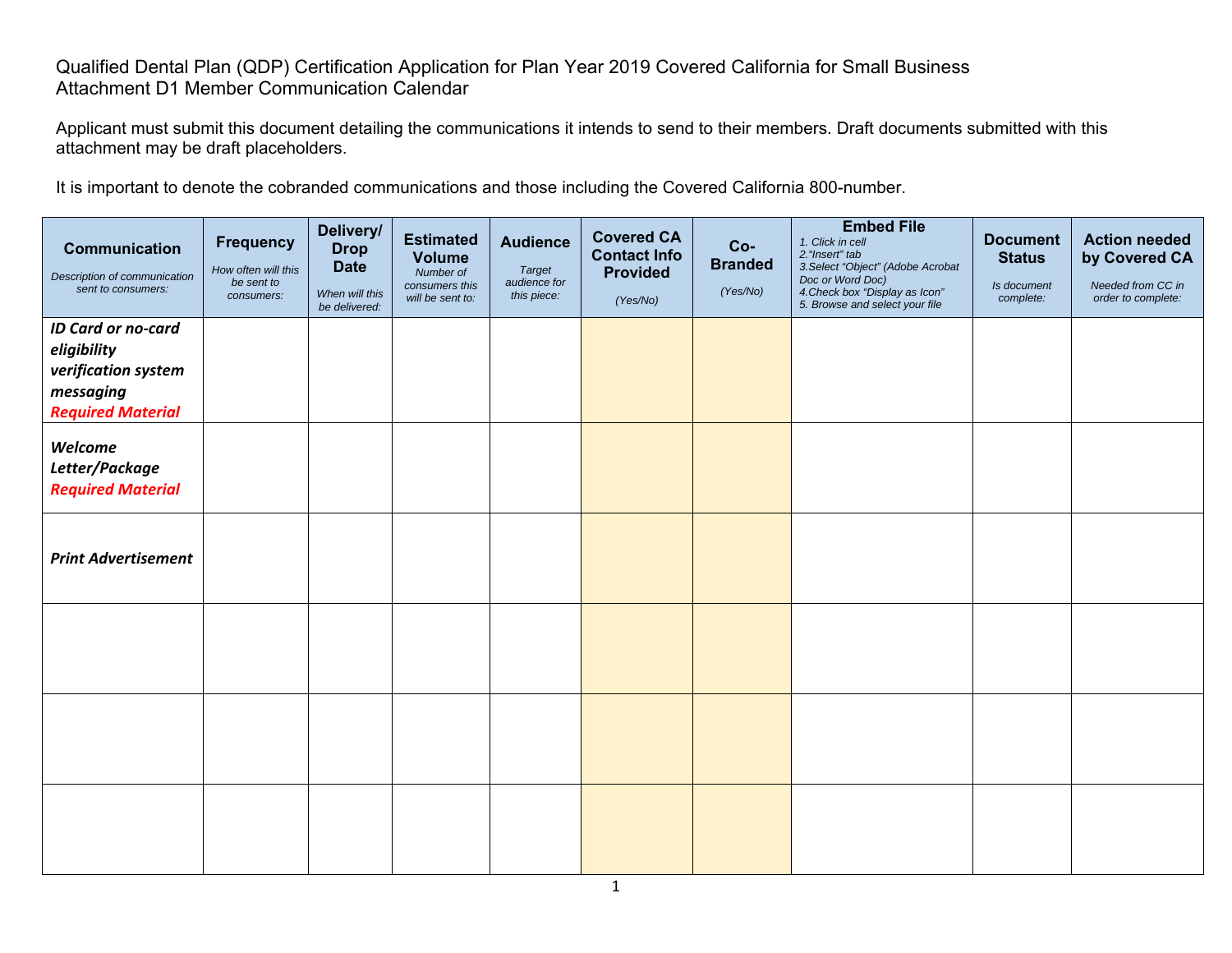Qualified Dental Plan (QDP) Certification Application for Plan Year 2019 Covered California for Small Business
Attachment D1 Member Communication Calendar

Applicant must submit this document detailing the communications it intends to send to their members. Draft documents submitted with this attachment may be draft placeholders.

It is important to denote the cobranded communications and those including the Covered California 800-number.

| **Communication** *Description of communication sent to consumers:* | **Frequency** *How often will this be sent to consumers:* | **Delivery/ Drop Date** *When will this be delivered:* | **Estimated Volume** *Number of consumers this will be sent to:* | **Audience** *Target audience for this piece:* | **Covered CA Contact Info Provided** *(Yes/No)* | **Co-Branded** *(Yes/No)* | **Embed File** *1. Click in cell 2."Insert" tab 3.Select "Object" (Adobe Acrobat Doc or Word Doc) 4.Check box "Display as Icon" 5. Browse and select your file* | **Document Status** *Is document complete:* | **Action needed by Covered CA** *Needed from CC in order to complete:* |
|---|---|---|---|---|---|---|---|---|---|
| ***ID Card or no-card eligibility verification system messaging*** ***Required Material*** | | | | | | | | | |
| ***Welcome Letter/Package*** ***Required Material*** | | | | | | | | | |
| ***Print Advertisement*** | | | | | | | | | |
| | | | | | | | | | |
| | | | | | | | | | |
| | | | | | | | | | |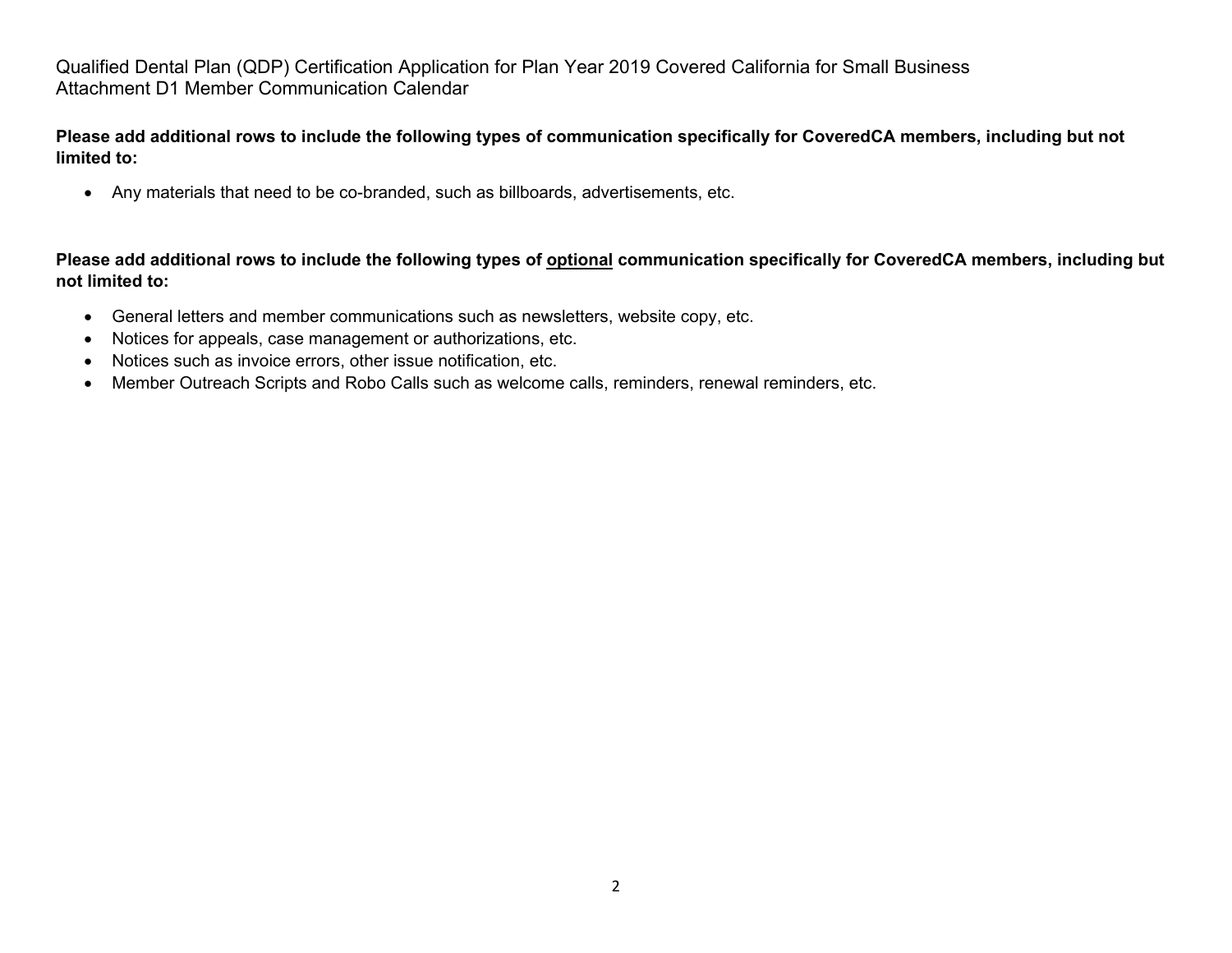Qualified Dental Plan (QDP) Certification Application for Plan Year 2019 Covered California for Small Business
Attachment D1 Member Communication Calendar

**Please add additional rows to include the following types of communication specifically for CoveredCA members, including but not limited to:**

- Any materials that need to be co-branded, such as billboards, advertisements, etc.

**Please add additional rows to include the following types of <u>optional</u> communication specifically for CoveredCA members, including but not limited to:**

- General letters and member communications such as newsletters, website copy, etc.
- Notices for appeals, case management or authorizations, etc.
- Notices such as invoice errors, other issue notification, etc.
- Member Outreach Scripts and Robo Calls such as welcome calls, reminders, renewal reminders, etc.